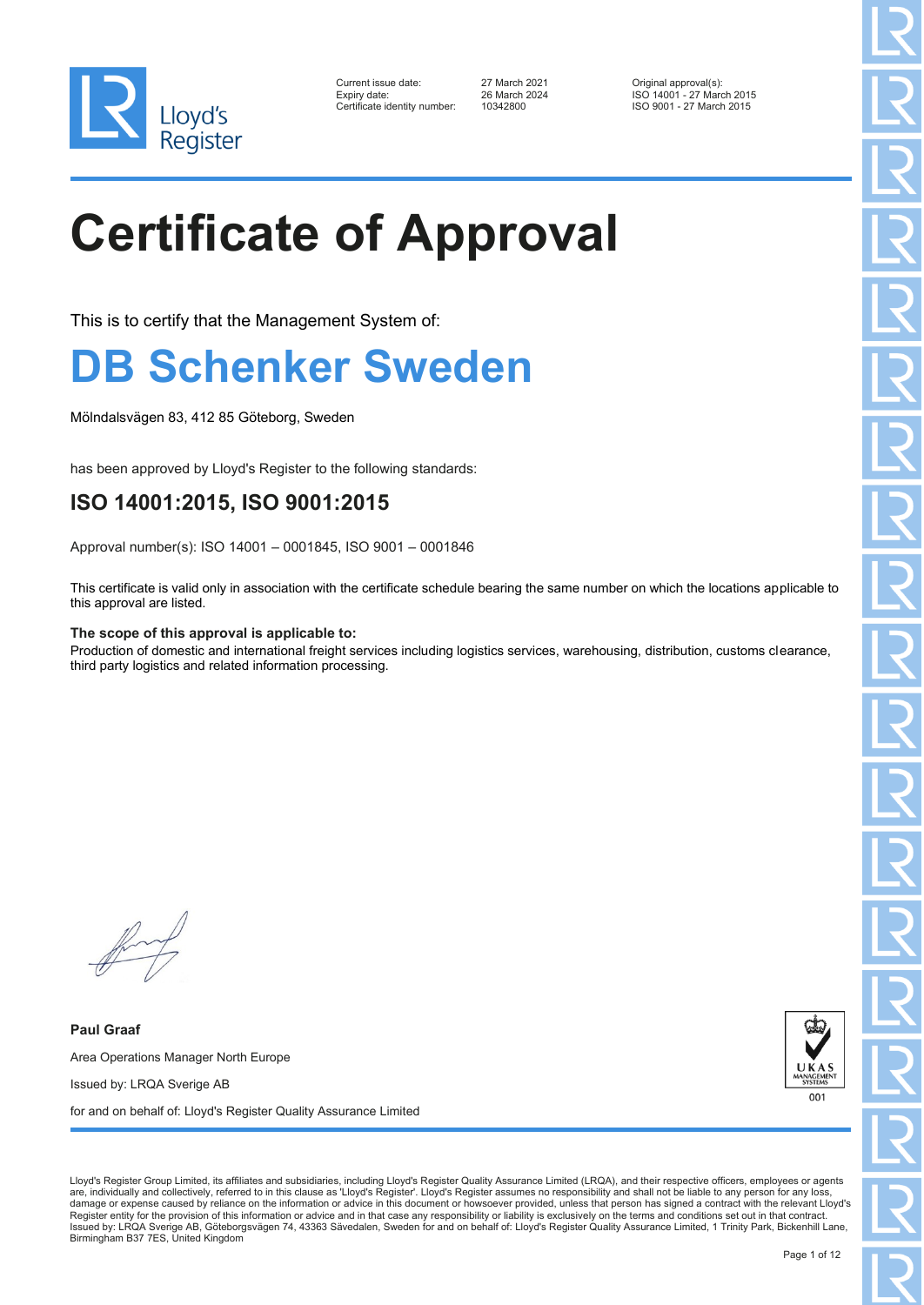Lloyd's Register

Current issue date: 27 March 2021
Expiry date: 26 March 2024
Certificate identity number: 10342800

Original approval(s):
ISO 14001 - 27 March 2015
ISO 9001 - 27 March 2015

# Certificate of Approval

This is to certify that the Management System of:

## DB Schenker Sweden

Mölndalsvägen 83, 412 85 Göteborg, Sweden

has been approved by Lloyd's Register to the following standards:

### ISO 14001:2015, ISO 9001:2015

Approval number(s): ISO 14001 – 0001845, ISO 9001 – 0001846

This certificate is valid only in association with the certificate schedule bearing the same number on which the locations applicable to this approval are listed.

**The scope of this approval is applicable to:**
Production of domestic and international freight services including logistics services, warehousing, distribution, customs clearance, third party logistics and related information processing.

**Paul Graaf**

Area Operations Manager North Europe

Issued by: LRQA Sverige AB

for and on behalf of: Lloyd's Register Quality Assurance Limited

UKAS MANAGEMENT SYSTEMS 001

Lloyd's Register Group Limited, its affiliates and subsidiaries, including Lloyd's Register Quality Assurance Limited (LRQA), and their respective officers, employees or agents are, individually and collectively, referred to in this clause as 'Lloyd's Register'. Lloyd's Register assumes no responsibility and shall not be liable to any person for any loss, damage or expense caused by reliance on the information or advice in this document or howsoever provided, unless that person has signed a contract with the relevant Lloyd's Register entity for the provision of this information or advice and in that case any responsibility or liability is exclusively on the terms and conditions set out in that contract.
Issued by: LRQA Sverige AB, Göteborgsvägen 74, 43363 Sävedalen, Sweden for and on behalf of: Lloyd's Register Quality Assurance Limited, 1 Trinity Park, Bickenhill Lane, Birmingham B37 7ES, United Kingdom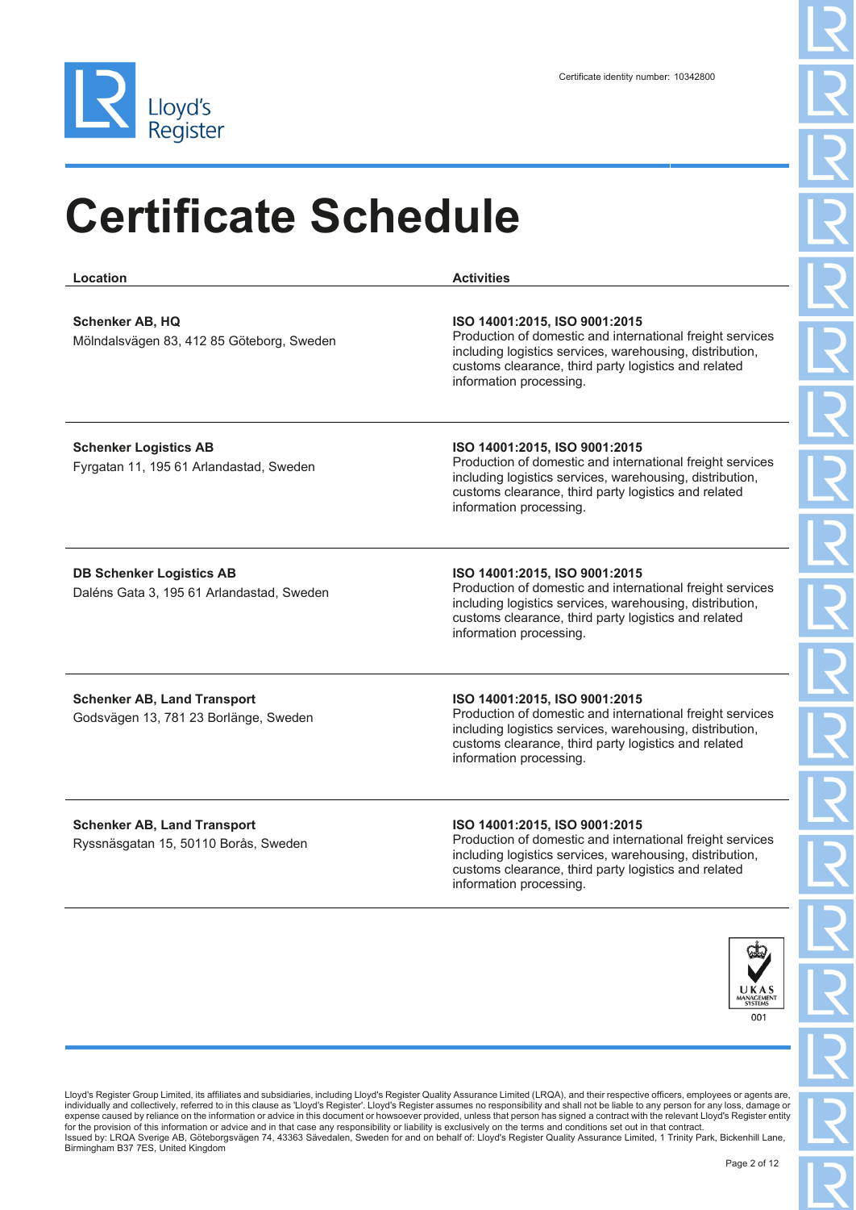Certificate identity number: 10342800

# Certificate Schedule

| Location | Activities |
|---|---|
| **Schenker AB, HQ**<br>Mölndalsvägen 83, 412 85 Göteborg, Sweden | **ISO 14001:2015, ISO 9001:2015**<br>Production of domestic and international freight services including logistics services, warehousing, distribution, customs clearance, third party logistics and related information processing. |
| **Schenker Logistics AB**<br>Fyrgatan 11, 195 61 Arlandastad, Sweden | **ISO 14001:2015, ISO 9001:2015**<br>Production of domestic and international freight services including logistics services, warehousing, distribution, customs clearance, third party logistics and related information processing. |
| **DB Schenker Logistics AB**<br>Daléns Gata 3, 195 61 Arlandastad, Sweden | **ISO 14001:2015, ISO 9001:2015**<br>Production of domestic and international freight services including logistics services, warehousing, distribution, customs clearance, third party logistics and related information processing. |
| **Schenker AB, Land Transport**<br>Godsvägen 13, 781 23 Borlänge, Sweden | **ISO 14001:2015, ISO 9001:2015**<br>Production of domestic and international freight services including logistics services, warehousing, distribution, customs clearance, third party logistics and related information processing. |
| **Schenker AB, Land Transport**<br>Ryssnäsgatan 15, 50110 Borås, Sweden | **ISO 14001:2015, ISO 9001:2015**<br>Production of domestic and international freight services including logistics services, warehousing, distribution, customs clearance, third party logistics and related information processing. |

UKAS MANAGEMENT SYSTEMS 001

Lloyd's Register Group Limited, its affiliates and subsidiaries, including Lloyd's Register Quality Assurance Limited (LRQA), and their respective officers, employees or agents are, individually and collectively, referred to in this clause as 'Lloyd's Register'. Lloyd's Register assumes no responsibility and shall not be liable to any person for any loss, damage or expense caused by reliance on the information or advice in this document or howsoever provided, unless that person has signed a contract with the relevant Lloyd's Register entity for the provision of this information or advice and in that case any responsibility or liability is exclusively on the terms and conditions set out in that contract.
Issued by: LRQA Sverige AB, Göteborgsvägen 74, 43363 Sävedalen, Sweden for and on behalf of: Lloyd's Register Quality Assurance Limited, 1 Trinity Park, Bickenhill Lane, Birmingham B37 7ES, United Kingdom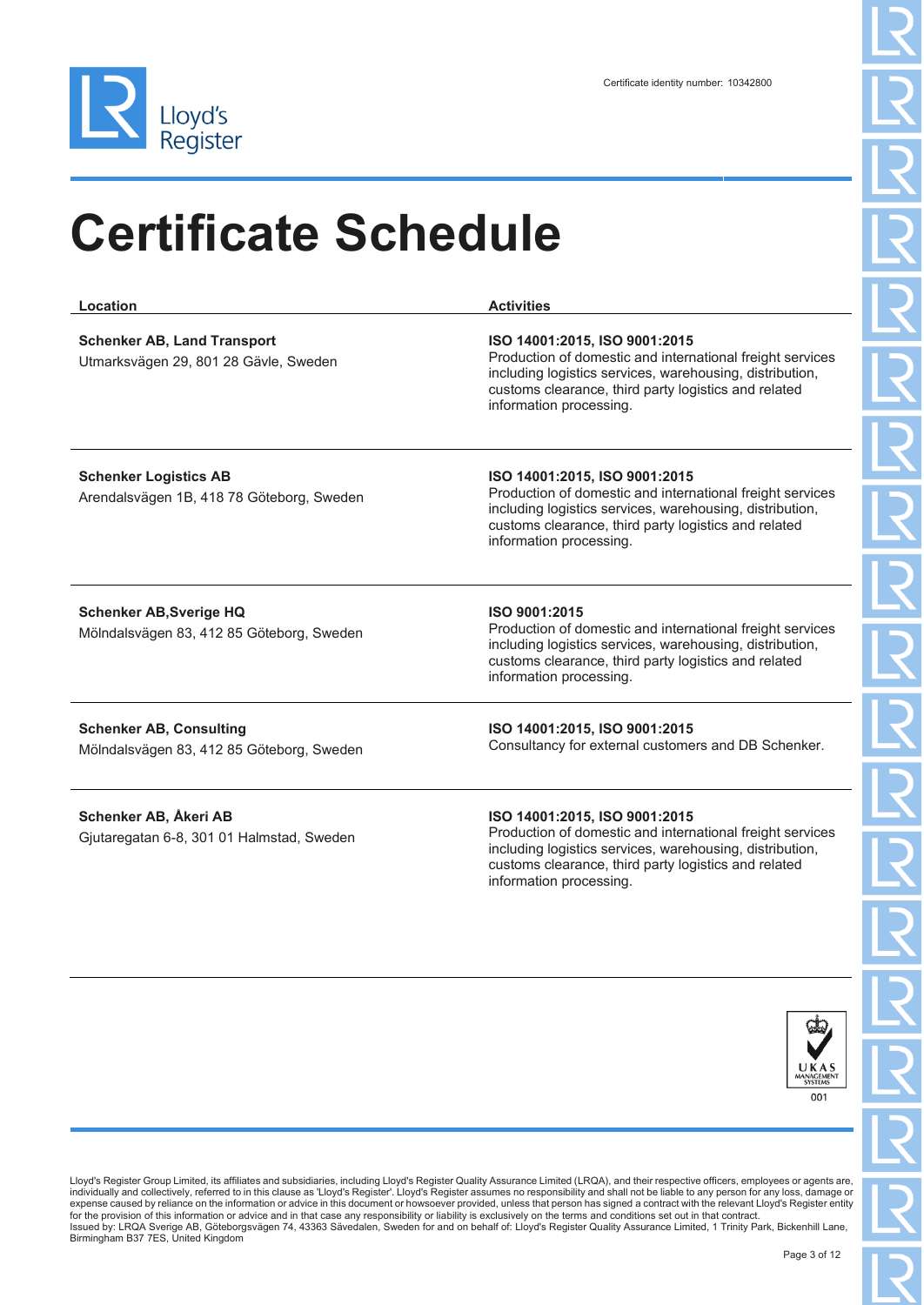Certificate identity number: 10342800

# Certificate Schedule

| Location | Activities |
| --- | --- |
| **Schenker AB, Land Transport**<br>Utmarksvägen 29, 801 28 Gävle, Sweden | **ISO 14001:2015, ISO 9001:2015**<br>Production of domestic and international freight services including logistics services, warehousing, distribution, customs clearance, third party logistics and related information processing. |
| **Schenker Logistics AB**<br>Arendalsvägen 1B, 418 78 Göteborg, Sweden | **ISO 14001:2015, ISO 9001:2015**<br>Production of domestic and international freight services including logistics services, warehousing, distribution, customs clearance, third party logistics and related information processing. |
| **Schenker AB,Sverige HQ**<br>Mölndalsvägen 83, 412 85 Göteborg, Sweden | **ISO 9001:2015**<br>Production of domestic and international freight services including logistics services, warehousing, distribution, customs clearance, third party logistics and related information processing. |
| **Schenker AB, Consulting**<br>Mölndalsvägen 83, 412 85 Göteborg, Sweden | **ISO 14001:2015, ISO 9001:2015**<br>Consultancy for external customers and DB Schenker. |
| **Schenker AB, Åkeri AB**<br>Gjutaregatan 6-8, 301 01 Halmstad, Sweden | **ISO 14001:2015, ISO 9001:2015**<br>Production of domestic and international freight services including logistics services, warehousing, distribution, customs clearance, third party logistics and related information processing. |

UKAS MANAGEMENT SYSTEMS 001

Lloyd's Register Group Limited, its affiliates and subsidiaries, including Lloyd's Register Quality Assurance Limited (LRQA), and their respective officers, employees or agents are, individually and collectively, referred to in this clause as 'Lloyd's Register'. Lloyd's Register assumes no responsibility and shall not be liable to any person for any loss, damage or expense caused by reliance on the information or advice in this document or howsoever provided, unless that person has signed a contract with the relevant Lloyd's Register entity for the provision of this information or advice and in that case any responsibility or liability is exclusively on the terms and conditions set out in that contract.
Issued by: LRQA Sverige AB, Göteborgsvägen 74, 43363 Sävedalen, Sweden for and on behalf of: Lloyd's Register Quality Assurance Limited, 1 Trinity Park, Bickenhill Lane, Birmingham B37 7ES, United Kingdom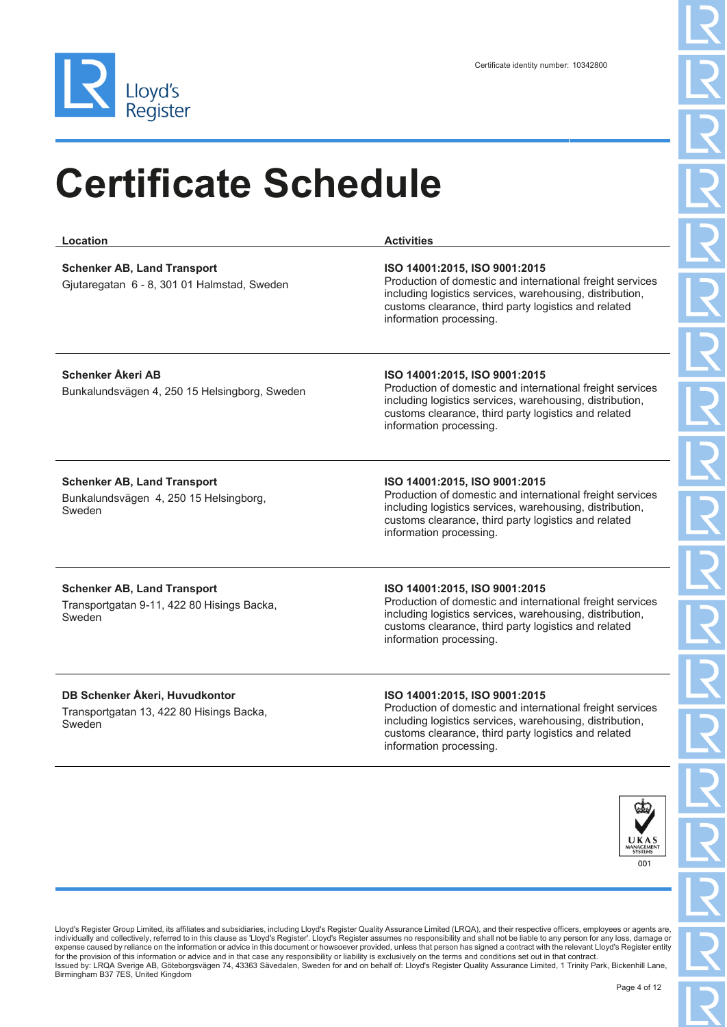Certificate identity number: 10342800

# Certificate Schedule

| Location | Activities |
| --- | --- |
| **Schenker AB, Land Transport**<br>Gjutaregatan 6 - 8, 301 01 Halmstad, Sweden | **ISO 14001:2015, ISO 9001:2015**<br>Production of domestic and international freight services including logistics services, warehousing, distribution, customs clearance, third party logistics and related information processing. |
| **Schenker Åkeri AB**<br>Bunkalundsvägen 4, 250 15 Helsingborg, Sweden | **ISO 14001:2015, ISO 9001:2015**<br>Production of domestic and international freight services including logistics services, warehousing, distribution, customs clearance, third party logistics and related information processing. |
| **Schenker AB, Land Transport**<br>Bunkalundsvägen 4, 250 15 Helsingborg, Sweden | **ISO 14001:2015, ISO 9001:2015**<br>Production of domestic and international freight services including logistics services, warehousing, distribution, customs clearance, third party logistics and related information processing. |
| **Schenker AB, Land Transport**<br>Transportgatan 9-11, 422 80 Hisings Backa, Sweden | **ISO 14001:2015, ISO 9001:2015**<br>Production of domestic and international freight services including logistics services, warehousing, distribution, customs clearance, third party logistics and related information processing. |
| **DB Schenker Åkeri, Huvudkontor**<br>Transportgatan 13, 422 80 Hisings Backa, Sweden | **ISO 14001:2015, ISO 9001:2015**<br>Production of domestic and international freight services including logistics services, warehousing, distribution, customs clearance, third party logistics and related information processing. |

UKAS MANAGEMENT SYSTEMS 001

Lloyd's Register Group Limited, its affiliates and subsidiaries, including Lloyd's Register Quality Assurance Limited (LRQA), and their respective officers, employees or agents are, individually and collectively, referred to in this clause as 'Lloyd's Register'. Lloyd's Register assumes no responsibility and shall not be liable to any person for any loss, damage or expense caused by reliance on the information or advice in this document or howsoever provided, unless that person has signed a contract with the relevant Lloyd's Register entity for the provision of this information or advice and in that case any responsibility or liability is exclusively on the terms and conditions set out in that contract.
Issued by: LRQA Sverige AB, Göteborgsvägen 74, 43363 Sävedalen, Sweden for and on behalf of: Lloyd's Register Quality Assurance Limited, 1 Trinity Park, Bickenhill Lane, Birmingham B37 7ES, United Kingdom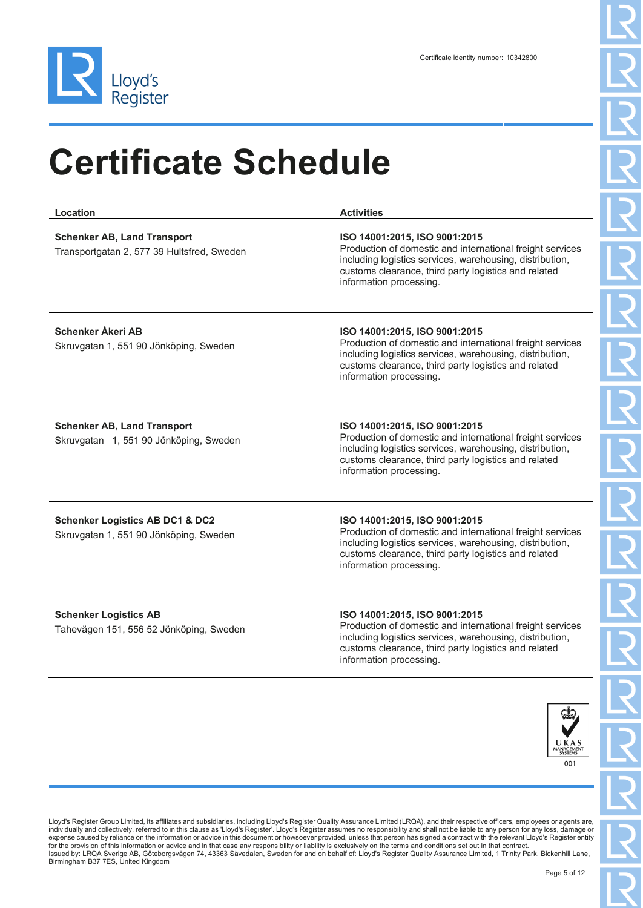Certificate identity number: 10342800

# Certificate Schedule

| Location | Activities |
|---|---|
| **Schenker AB, Land Transport**<br>Transportgatan 2, 577 39 Hultsfred, Sweden | **ISO 14001:2015, ISO 9001:2015**<br>Production of domestic and international freight services including logistics services, warehousing, distribution, customs clearance, third party logistics and related information processing. |
| **Schenker Åkeri AB**<br>Skruvgatan 1, 551 90 Jönköping, Sweden | **ISO 14001:2015, ISO 9001:2015**<br>Production of domestic and international freight services including logistics services, warehousing, distribution, customs clearance, third party logistics and related information processing. |
| **Schenker AB, Land Transport**<br>Skruvgatan 1, 551 90 Jönköping, Sweden | **ISO 14001:2015, ISO 9001:2015**<br>Production of domestic and international freight services including logistics services, warehousing, distribution, customs clearance, third party logistics and related information processing. |
| **Schenker Logistics AB DC1 & DC2**<br>Skruvgatan 1, 551 90 Jönköping, Sweden | **ISO 14001:2015, ISO 9001:2015**<br>Production of domestic and international freight services including logistics services, warehousing, distribution, customs clearance, third party logistics and related information processing. |
| **Schenker Logistics AB**<br>Tahevägen 151, 556 52 Jönköping, Sweden | **ISO 14001:2015, ISO 9001:2015**<br>Production of domestic and international freight services including logistics services, warehousing, distribution, customs clearance, third party logistics and related information processing. |

UKAS MANAGEMENT SYSTEMS 001

Lloyd's Register Group Limited, its affiliates and subsidiaries, including Lloyd's Register Quality Assurance Limited (LRQA), and their respective officers, employees or agents are, individually and collectively, referred to in this clause as 'Lloyd's Register'. Lloyd's Register assumes no responsibility and shall not be liable to any person for any loss, damage or expense caused by reliance on the information or advice in this document or howsoever provided, unless that person has signed a contract with the relevant Lloyd's Register entity for the provision of this information or advice and in that case any responsibility or liability is exclusively on the terms and conditions set out in that contract.
Issued by: LRQA Sverige AB, Göteborgsvägen 74, 43363 Sävedalen, Sweden for and on behalf of: Lloyd's Register Quality Assurance Limited, 1 Trinity Park, Bickenhill Lane, Birmingham B37 7ES, United Kingdom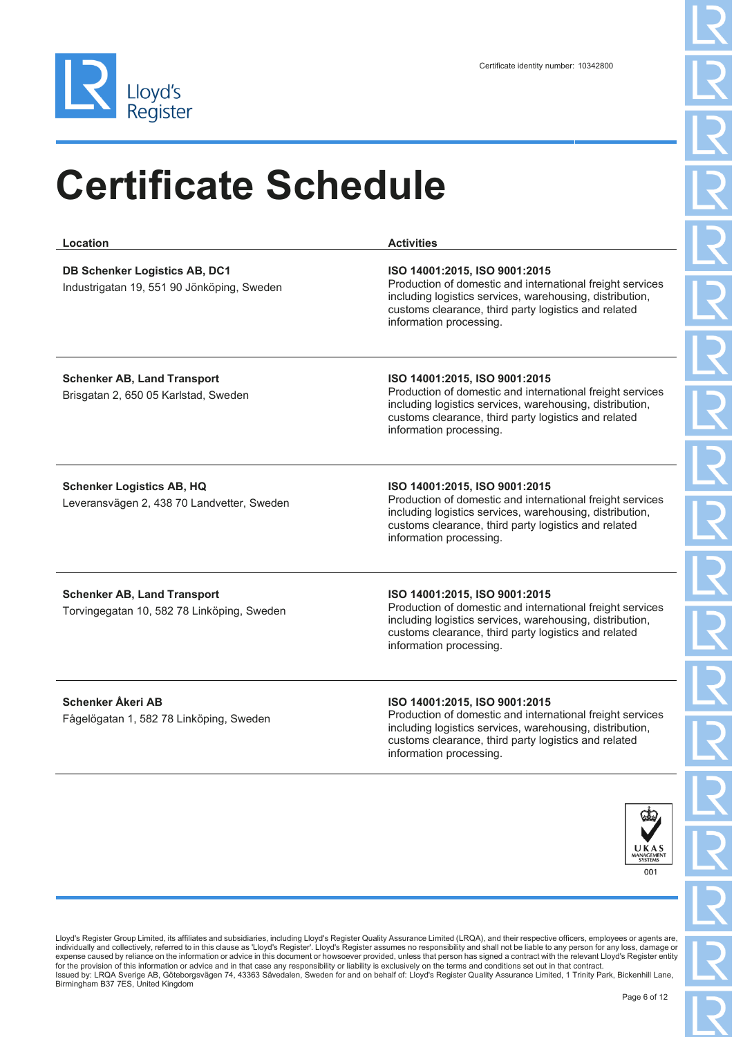Certificate identity number: 10342800

# Certificate Schedule

| Location | Activities |
| --- | --- |
| **DB Schenker Logistics AB, DC1**<br>Industrigatan 19, 551 90 Jönköping, Sweden | **ISO 14001:2015, ISO 9001:2015**<br>Production of domestic and international freight services including logistics services, warehousing, distribution, customs clearance, third party logistics and related information processing. |
| **Schenker AB, Land Transport**<br>Brisgatan 2, 650 05 Karlstad, Sweden | **ISO 14001:2015, ISO 9001:2015**<br>Production of domestic and international freight services including logistics services, warehousing, distribution, customs clearance, third party logistics and related information processing. |
| **Schenker Logistics AB, HQ**<br>Leveransvägen 2, 438 70 Landvetter, Sweden | **ISO 14001:2015, ISO 9001:2015**<br>Production of domestic and international freight services including logistics services, warehousing, distribution, customs clearance, third party logistics and related information processing. |
| **Schenker AB, Land Transport**<br>Torvingegatan 10, 582 78 Linköping, Sweden | **ISO 14001:2015, ISO 9001:2015**<br>Production of domestic and international freight services including logistics services, warehousing, distribution, customs clearance, third party logistics and related information processing. |
| **Schenker Åkeri AB**<br>Fågelögatan 1, 582 78 Linköping, Sweden | **ISO 14001:2015, ISO 9001:2015**<br>Production of domestic and international freight services including logistics services, warehousing, distribution, customs clearance, third party logistics and related information processing. |

UKAS MANAGEMENT SYSTEMS 001

Lloyd's Register Group Limited, its affiliates and subsidiaries, including Lloyd's Register Quality Assurance Limited (LRQA), and their respective officers, employees or agents are, individually and collectively, referred to in this clause as 'Lloyd's Register'. Lloyd's Register assumes no responsibility and shall not be liable to any person for any loss, damage or expense caused by reliance on the information or advice in this document or howsoever provided, unless that person has signed a contract with the relevant Lloyd's Register entity for the provision of this information or advice and in that case any responsibility or liability is exclusively on the terms and conditions set out in that contract.
Issued by: LRQA Sverige AB, Göteborgsvägen 74, 43363 Sävedalen, Sweden for and on behalf of: Lloyd's Register Quality Assurance Limited, 1 Trinity Park, Bickenhill Lane, Birmingham B37 7ES, United Kingdom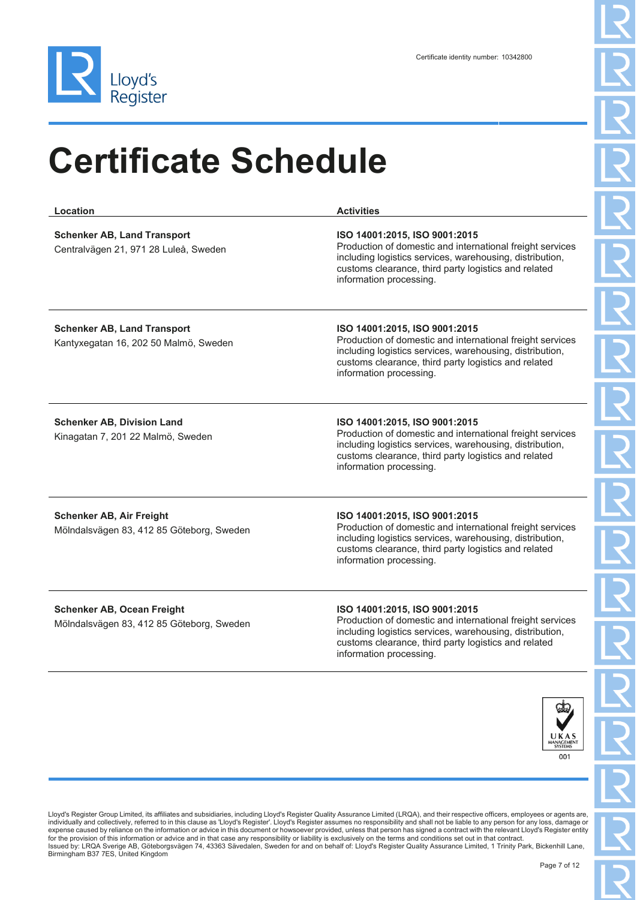Lloyd's Register

Certificate identity number: 10342800

# Certificate Schedule

| Location | Activities |
| --- | --- |
| **Schenker AB, Land Transport**<br>Centralvägen 21, 971 28 Luleå, Sweden | **ISO 14001:2015, ISO 9001:2015**<br>Production of domestic and international freight services including logistics services, warehousing, distribution, customs clearance, third party logistics and related information processing. |
| **Schenker AB, Land Transport**<br>Kantyxegatan 16, 202 50 Malmö, Sweden | **ISO 14001:2015, ISO 9001:2015**<br>Production of domestic and international freight services including logistics services, warehousing, distribution, customs clearance, third party logistics and related information processing. |
| **Schenker AB, Division Land**<br>Kinagatan 7, 201 22 Malmö, Sweden | **ISO 14001:2015, ISO 9001:2015**<br>Production of domestic and international freight services including logistics services, warehousing, distribution, customs clearance, third party logistics and related information processing. |
| **Schenker AB, Air Freight**<br>Mölndalsvägen 83, 412 85 Göteborg, Sweden | **ISO 14001:2015, ISO 9001:2015**<br>Production of domestic and international freight services including logistics services, warehousing, distribution, customs clearance, third party logistics and related information processing. |
| **Schenker AB, Ocean Freight**<br>Mölndalsvägen 83, 412 85 Göteborg, Sweden | **ISO 14001:2015, ISO 9001:2015**<br>Production of domestic and international freight services including logistics services, warehousing, distribution, customs clearance, third party logistics and related information processing. |

UKAS MANAGEMENT SYSTEMS 001

Lloyd's Register Group Limited, its affiliates and subsidiaries, including Lloyd's Register Quality Assurance Limited (LRQA), and their respective officers, employees or agents are, individually and collectively, referred to in this clause as 'Lloyd's Register'. Lloyd's Register assumes no responsibility and shall not be liable to any person for any loss, damage or expense caused by reliance on the information or advice in this document or howsoever provided, unless that person has signed a contract with the relevant Lloyd's Register entity for the provision of this information or advice and in that case any responsibility or liability is exclusively on the terms and conditions set out in that contract.
Issued by: LRQA Sverige AB, Göteborgsvägen 74, 43363 Sävedalen, Sweden for and on behalf of: Lloyd's Register Quality Assurance Limited, 1 Trinity Park, Bickenhill Lane, Birmingham B37 7ES, United Kingdom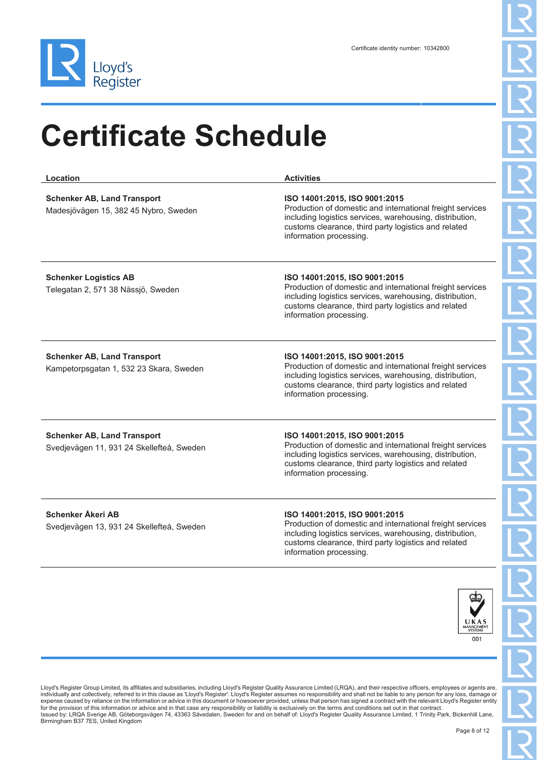Lloyd's Register

Certificate identity number: 10342800

# Certificate Schedule

| Location | Activities |
|---|---|
| **Schenker AB, Land Transport**<br>Madesjövägen 15, 382 45 Nybro, Sweden | **ISO 14001:2015, ISO 9001:2015**<br>Production of domestic and international freight services including logistics services, warehousing, distribution, customs clearance, third party logistics and related information processing. |
| **Schenker Logistics AB**<br>Telegatan 2, 571 38 Nässjö, Sweden | **ISO 14001:2015, ISO 9001:2015**<br>Production of domestic and international freight services including logistics services, warehousing, distribution, customs clearance, third party logistics and related information processing. |
| **Schenker AB, Land Transport**<br>Kampetorpsgatan 1, 532 23 Skara, Sweden | **ISO 14001:2015, ISO 9001:2015**<br>Production of domestic and international freight services including logistics services, warehousing, distribution, customs clearance, third party logistics and related information processing. |
| **Schenker AB, Land Transport**<br>Svedjevägen 11, 931 24 Skellefteå, Sweden | **ISO 14001:2015, ISO 9001:2015**<br>Production of domestic and international freight services including logistics services, warehousing, distribution, customs clearance, third party logistics and related information processing. |
| **Schenker Åkeri AB**<br>Svedjevägen 13, 931 24 Skellefteå, Sweden | **ISO 14001:2015, ISO 9001:2015**<br>Production of domestic and international freight services including logistics services, warehousing, distribution, customs clearance, third party logistics and related information processing. |

UKAS MANAGEMENT SYSTEMS 001

Lloyd's Register Group Limited, its affiliates and subsidiaries, including Lloyd's Register Quality Assurance Limited (LRQA), and their respective officers, employees or agents are, individually and collectively, referred to in this clause as 'Lloyd's Register'. Lloyd's Register assumes no responsibility and shall not be liable to any person for any loss, damage or expense caused by reliance on the information or advice in this document or howsoever provided, unless that person has signed a contract with the relevant Lloyd's Register entity for the provision of this information or advice and in that case any responsibility or liability is exclusively on the terms and conditions set out in that contract.
Issued by: LRQA Sverige AB, Göteborgsvägen 74, 43363 Sävedalen, Sweden for and on behalf of: Lloyd's Register Quality Assurance Limited, 1 Trinity Park, Bickenhill Lane, Birmingham B37 7ES, United Kingdom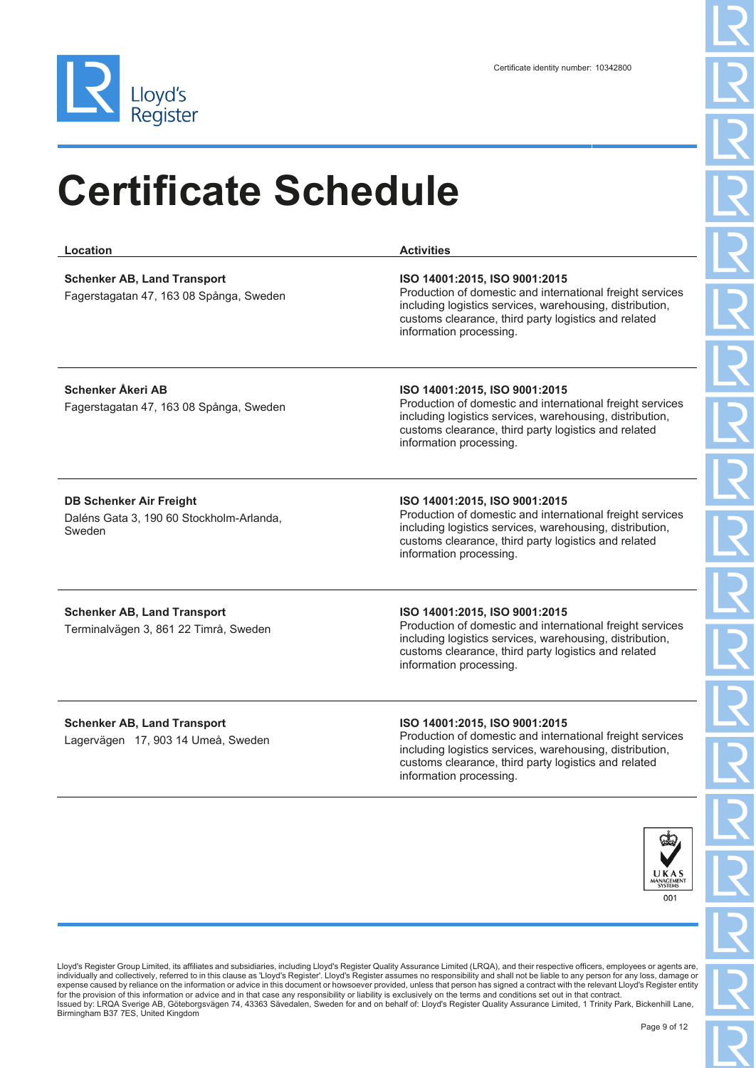Certificate identity number: 10342800

# Certificate Schedule

| Location | Activities |
| --- | --- |
| **Schenker AB, Land Transport**<br>Fagerstagatan 47, 163 08 Spånga, Sweden | **ISO 14001:2015, ISO 9001:2015**<br>Production of domestic and international freight services including logistics services, warehousing, distribution, customs clearance, third party logistics and related information processing. |
| **Schenker Åkeri AB**<br>Fagerstagatan 47, 163 08 Spånga, Sweden | **ISO 14001:2015, ISO 9001:2015**<br>Production of domestic and international freight services including logistics services, warehousing, distribution, customs clearance, third party logistics and related information processing. |
| **DB Schenker Air Freight**<br>Daléns Gata 3, 190 60 Stockholm-Arlanda, Sweden | **ISO 14001:2015, ISO 9001:2015**<br>Production of domestic and international freight services including logistics services, warehousing, distribution, customs clearance, third party logistics and related information processing. |
| **Schenker AB, Land Transport**<br>Terminalvägen 3, 861 22 Timrå, Sweden | **ISO 14001:2015, ISO 9001:2015**<br>Production of domestic and international freight services including logistics services, warehousing, distribution, customs clearance, third party logistics and related information processing. |
| **Schenker AB, Land Transport**<br>Lagervägen 17, 903 14 Umeå, Sweden | **ISO 14001:2015, ISO 9001:2015**<br>Production of domestic and international freight services including logistics services, warehousing, distribution, customs clearance, third party logistics and related information processing. |

UKAS MANAGEMENT SYSTEMS 001

Lloyd's Register Group Limited, its affiliates and subsidiaries, including Lloyd's Register Quality Assurance Limited (LRQA), and their respective officers, employees or agents are, individually and collectively, referred to in this clause as 'Lloyd's Register'. Lloyd's Register assumes no responsibility and shall not be liable to any person for any loss, damage or expense caused by reliance on the information or advice in this document or howsoever provided, unless that person has signed a contract with the relevant Lloyd's Register entity for the provision of this information or advice and in that case any responsibility or liability is exclusively on the terms and conditions set out in that contract.
Issued by: LRQA Sverige AB, Göteborgsvägen 74, 43363 Sävedalen, Sweden for and on behalf of: Lloyd's Register Quality Assurance Limited, 1 Trinity Park, Bickenhill Lane, Birmingham B37 7ES, United Kingdom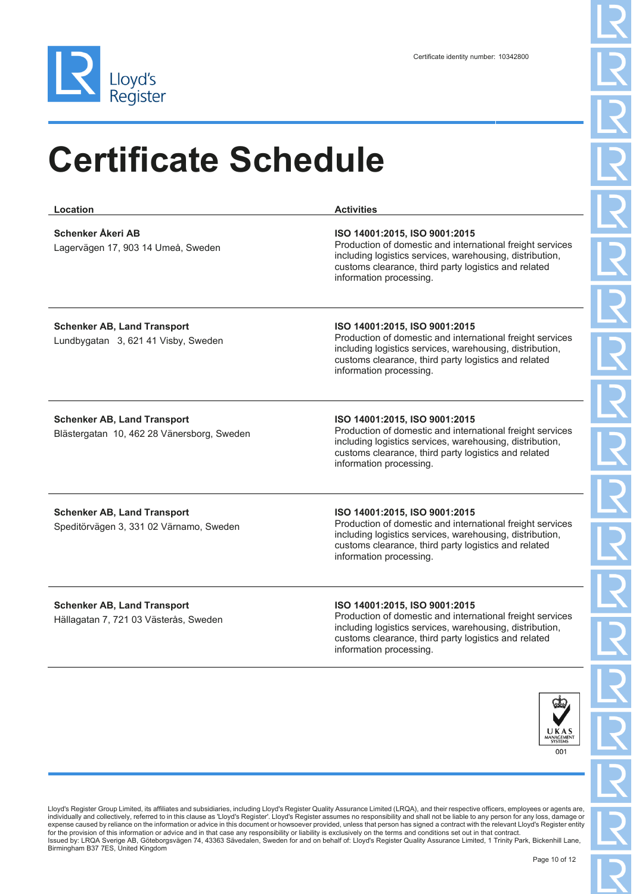Certificate identity number: 10342800

# Certificate Schedule

| Location | Activities |
| --- | --- |
| **Schenker Åkeri AB**<br>Lagervägen 17, 903 14 Umeå, Sweden | **ISO 14001:2015, ISO 9001:2015**<br>Production of domestic and international freight services including logistics services, warehousing, distribution, customs clearance, third party logistics and related information processing. |
| **Schenker AB, Land Transport**<br>Lundbygatan 3, 621 41 Visby, Sweden | **ISO 14001:2015, ISO 9001:2015**<br>Production of domestic and international freight services including logistics services, warehousing, distribution, customs clearance, third party logistics and related information processing. |
| **Schenker AB, Land Transport**<br>Blästergatan 10, 462 28 Vänersborg, Sweden | **ISO 14001:2015, ISO 9001:2015**<br>Production of domestic and international freight services including logistics services, warehousing, distribution, customs clearance, third party logistics and related information processing. |
| **Schenker AB, Land Transport**<br>Speditörvägen 3, 331 02 Värnamo, Sweden | **ISO 14001:2015, ISO 9001:2015**<br>Production of domestic and international freight services including logistics services, warehousing, distribution, customs clearance, third party logistics and related information processing. |
| **Schenker AB, Land Transport**<br>Hällagatan 7, 721 03 Västerås, Sweden | **ISO 14001:2015, ISO 9001:2015**<br>Production of domestic and international freight services including logistics services, warehousing, distribution, customs clearance, third party logistics and related information processing. |

UKAS MANAGEMENT SYSTEMS 001

Lloyd's Register Group Limited, its affiliates and subsidiaries, including Lloyd's Register Quality Assurance Limited (LRQA), and their respective officers, employees or agents are, individually and collectively, referred to in this clause as 'Lloyd's Register'. Lloyd's Register assumes no responsibility and shall not be liable to any person for any loss, damage or expense caused by reliance on the information or advice in this document or howsoever provided, unless that person has signed a contract with the relevant Lloyd's Register entity for the provision of this information or advice and in that case any responsibility or liability is exclusively on the terms and conditions set out in that contract.
Issued by: LRQA Sverige AB, Göteborgsvägen 74, 43363 Sävedalen, Sweden for and on behalf of: Lloyd's Register Quality Assurance Limited, 1 Trinity Park, Bickenhill Lane, Birmingham B37 7ES, United Kingdom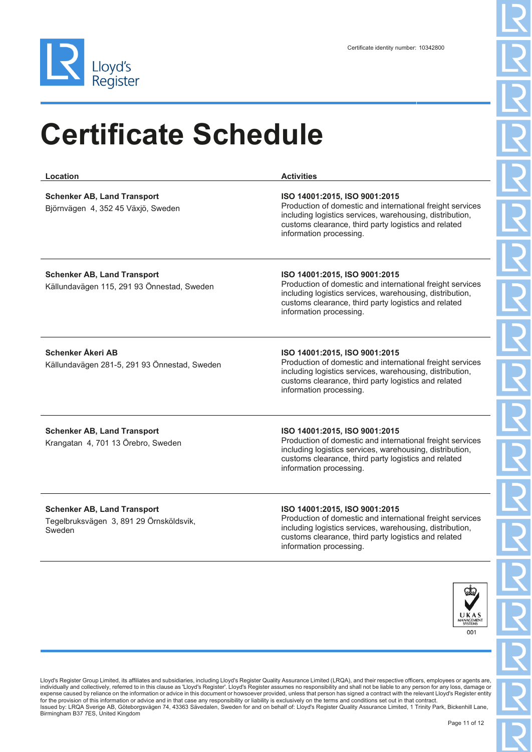Certificate identity number: 10342800

# Certificate Schedule

| Location | Activities |
| --- | --- |
| **Schenker AB, Land Transport**<br>Björnvägen 4, 352 45 Växjö, Sweden | **ISO 14001:2015, ISO 9001:2015**<br>Production of domestic and international freight services including logistics services, warehousing, distribution, customs clearance, third party logistics and related information processing. |
| **Schenker AB, Land Transport**<br>Källundavägen 115, 291 93 Önnestad, Sweden | **ISO 14001:2015, ISO 9001:2015**<br>Production of domestic and international freight services including logistics services, warehousing, distribution, customs clearance, third party logistics and related information processing. |
| **Schenker Åkeri AB**<br>Källundavägen 281-5, 291 93 Önnestad, Sweden | **ISO 14001:2015, ISO 9001:2015**<br>Production of domestic and international freight services including logistics services, warehousing, distribution, customs clearance, third party logistics and related information processing. |
| **Schenker AB, Land Transport**<br>Krangatan 4, 701 13 Örebro, Sweden | **ISO 14001:2015, ISO 9001:2015**<br>Production of domestic and international freight services including logistics services, warehousing, distribution, customs clearance, third party logistics and related information processing. |
| **Schenker AB, Land Transport**<br>Tegelbruksvägen 3, 891 29 Örnsköldsvik, Sweden | **ISO 14001:2015, ISO 9001:2015**<br>Production of domestic and international freight services including logistics services, warehousing, distribution, customs clearance, third party logistics and related information processing. |

UKAS MANAGEMENT SYSTEMS 001

Lloyd's Register Group Limited, its affiliates and subsidiaries, including Lloyd's Register Quality Assurance Limited (LRQA), and their respective officers, employees or agents are, individually and collectively, referred to in this clause as 'Lloyd's Register'. Lloyd's Register assumes no responsibility and shall not be liable to any person for any loss, damage or expense caused by reliance on the information or advice in this document or howsoever provided, unless that person has signed a contract with the relevant Lloyd's Register entity for the provision of this information or advice and in that case any responsibility or liability is exclusively on the terms and conditions set out in that contract.
Issued by: LRQA Sverige AB, Göteborgsvägen 74, 43363 Sävedalen, Sweden for and on behalf of: Lloyd's Register Quality Assurance Limited, 1 Trinity Park, Bickenhill Lane, Birmingham B37 7ES, United Kingdom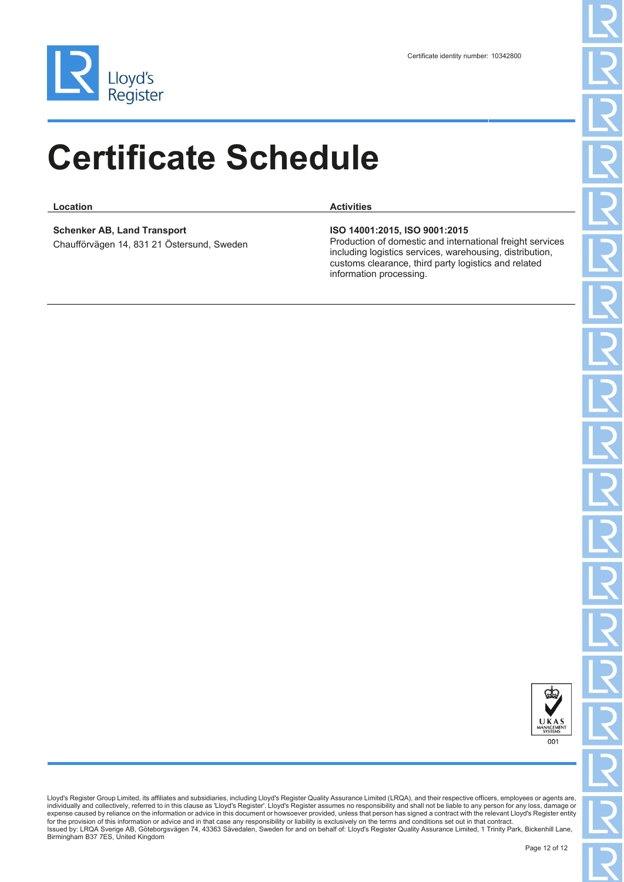Certificate identity number: 10342800

# Certificate Schedule

| Location | Activities |
| --- | --- |
| **Schenker AB, Land Transport**<br>Chaufförvägen 14, 831 21 Östersund, Sweden | **ISO 14001:2015, ISO 9001:2015**<br>Production of domestic and international freight services including logistics services, warehousing, distribution, customs clearance, third party logistics and related information processing. |

UKAS MANAGEMENT SYSTEMS
001

Lloyd's Register Group Limited, its affiliates and subsidiaries, including Lloyd's Register Quality Assurance Limited (LRQA), and their respective officers, employees or agents are, individually and collectively, referred to in this clause as 'Lloyd's Register'. Lloyd's Register assumes no responsibility and shall not be liable to any person for any loss, damage or expense caused by reliance on the information or advice in this document or howsoever provided, unless that person has signed a contract with the relevant Lloyd's Register entity for the provision of this information or advice and in that case any responsibility or liability is exclusively on the terms and conditions set out in that contract.
Issued by: LRQA Sverige AB, Göteborgsvägen 74, 43363 Sävedalen, Sweden for and on behalf of: Lloyd's Register Quality Assurance Limited, 1 Trinity Park, Bickenhill Lane, Birmingham B37 7ES, United Kingdom